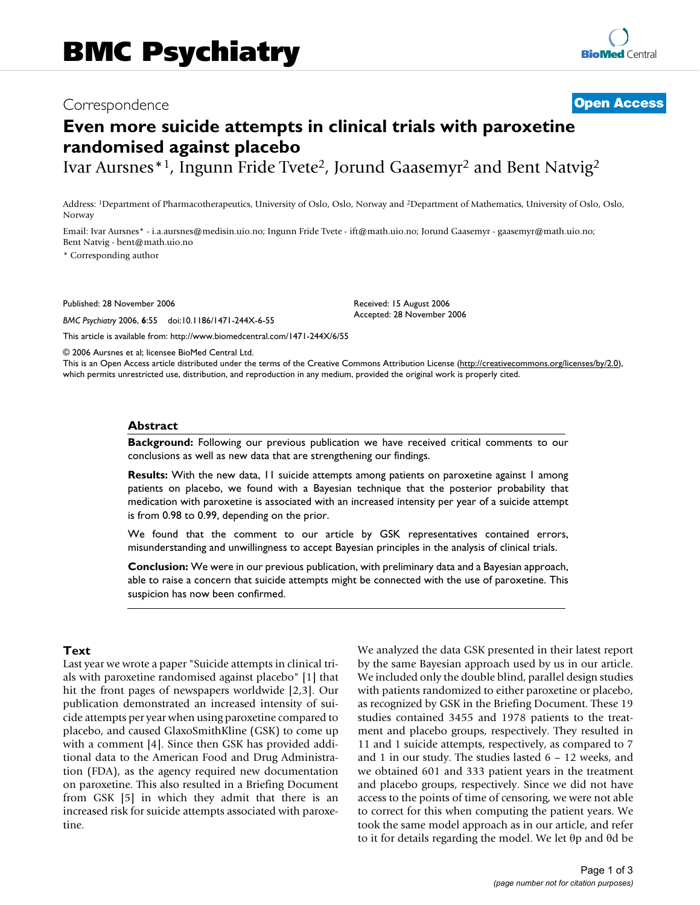# BMC Psychiatry

Correspondence

**Open Access**

# Even more suicide attempts in clinical trials with paroxetine randomised against placebo

Ivar Aursnes*[1], Ingunn Fride Tvete[2], Jorund Gaasemyr[2] and Bent Natvig[2]

Address: [1]Department of Pharmacotherapeutics, University of Oslo, Oslo, Norway and [2]Department of Mathematics, University of Oslo, Oslo, Norway

Email: Ivar Aursnes* - i.a.aursnes@medisin.uio.no; Ingunn Fride Tvete - ift@math.uio.no; Jorund Gaasemyr - gaasemyr@math.uio.no; Bent Natvig - bent@math.uio.no

* Corresponding author

Published: 28 November 2006

*BMC Psychiatry* 2006, **6**:55 doi:10.1186/1471-244X-6-55

Received: 15 August 2006
Accepted: 28 November 2006

This article is available from: http://www.biomedcentral.com/1471-244X/6/55

© 2006 Aursnes et al; licensee BioMed Central Ltd.
This is an Open Access article distributed under the terms of the Creative Commons Attribution License (http://creativecommons.org/licenses/by/2.0), which permits unrestricted use, distribution, and reproduction in any medium, provided the original work is properly cited.

## Abstract

**Background:** Following our previous publication we have received critical comments to our conclusions as well as new data that are strengthening our findings.

**Results:** With the new data, 11 suicide attempts among patients on paroxetine against 1 among patients on placebo, we found with a Bayesian technique that the posterior probability that medication with paroxetine is associated with an increased intensity per year of a suicide attempt is from 0.98 to 0.99, depending on the prior.

We found that the comment to our article by GSK representatives contained errors, misunderstanding and unwillingness to accept Bayesian principles in the analysis of clinical trials.

**Conclusion:** We were in our previous publication, with preliminary data and a Bayesian approach, able to raise a concern that suicide attempts might be connected with the use of paroxetine. This suspicion has now been confirmed.

## Text

Last year we wrote a paper "Suicide attempts in clinical trials with paroxetine randomised against placebo" [1] that hit the front pages of newspapers worldwide [2,3]. Our publication demonstrated an increased intensity of suicide attempts per year when using paroxetine compared to placebo, and caused GlaxoSmithKline (GSK) to come up with a comment [4]. Since then GSK has provided additional data to the American Food and Drug Administration (FDA), as the agency required new documentation on paroxetine. This also resulted in a Briefing Document from GSK [5] in which they admit that there is an increased risk for suicide attempts associated with paroxetine.

We analyzed the data GSK presented in their latest report by the same Bayesian approach used by us in our article. We included only the double blind, parallel design studies with patients randomized to either paroxetine or placebo, as recognized by GSK in the Briefing Document. These 19 studies contained 3455 and 1978 patients to the treatment and placebo groups, respectively. They resulted in 11 and 1 suicide attempts, respectively, as compared to 7 and 1 in our study. The studies lasted 6 – 12 weeks, and we obtained 601 and 333 patient years in the treatment and placebo groups, respectively. Since we did not have access to the points of time of censoring, we were not able to correct for this when computing the patient years. We took the same model approach as in our article, and refer to it for details regarding the model. We let $\theta p$ and $\theta d$ be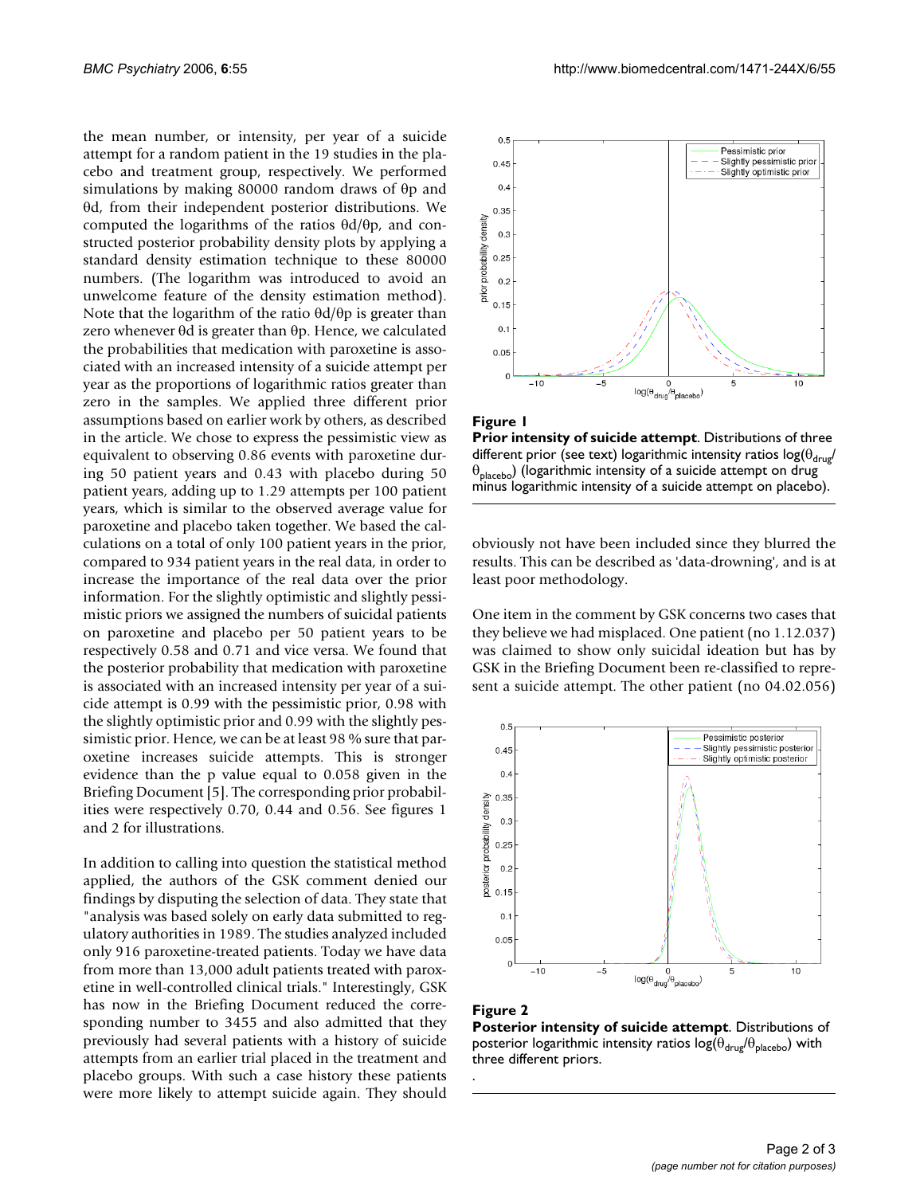the mean number, or intensity, per year of a suicide attempt for a random patient in the 19 studies in the placebo and treatment group, respectively. We performed simulations by making 80000 random draws of θp and θd, from their independent posterior distributions. We computed the logarithms of the ratios θd/θp, and constructed posterior probability density plots by applying a standard density estimation technique to these 80000 numbers. (The logarithm was introduced to avoid an unwelcome feature of the density estimation method). Note that the logarithm of the ratio θd/θp is greater than zero whenever θd is greater than θp. Hence, we calculated the probabilities that medication with paroxetine is associated with an increased intensity of a suicide attempt per year as the proportions of logarithmic ratios greater than zero in the samples. We applied three different prior assumptions based on earlier work by others, as described in the article. We chose to express the pessimistic view as equivalent to observing 0.86 events with paroxetine during 50 patient years and 0.43 with placebo during 50 patient years, adding up to 1.29 attempts per 100 patient years, which is similar to the observed average value for paroxetine and placebo taken together. We based the calculations on a total of only 100 patient years in the prior, compared to 934 patient years in the real data, in order to increase the importance of the real data over the prior information. For the slightly optimistic and slightly pessimistic priors we assigned the numbers of suicidal patients on paroxetine and placebo per 50 patient years to be respectively 0.58 and 0.71 and vice versa. We found that the posterior probability that medication with paroxetine is associated with an increased intensity per year of a suicide attempt is 0.99 with the pessimistic prior, 0.98 with the slightly optimistic prior and 0.99 with the slightly pessimistic prior. Hence, we can be at least 98 % sure that paroxetine increases suicide attempts. This is stronger evidence than the p value equal to 0.058 given in the Briefing Document [5]. The corresponding prior probabilities were respectively 0.70, 0.44 and 0.56. See figures 1 and 2 for illustrations.

In addition to calling into question the statistical method applied, the authors of the GSK comment denied our findings by disputing the selection of data. They state that "analysis was based solely on early data submitted to regulatory authorities in 1989. The studies analyzed included only 916 paroxetine-treated patients. Today we have data from more than 13,000 adult patients treated with paroxetine in well-controlled clinical trials." Interestingly, GSK has now in the Briefing Document reduced the corresponding number to 3455 and also admitted that they previously had several patients with a history of suicide attempts from an earlier trial placed in the treatment and placebo groups. With such a case history these patients were more likely to attempt suicide again. They should obviously not have been included since they blurred the results. This can be described as 'data-drowning', and is at least poor methodology.

One item in the comment by GSK concerns two cases that they believe we had misplaced. One patient (no 1.12.037) was claimed to show only suicidal ideation but has by GSK in the Briefing Document been re-classified to represent a suicide attempt. The other patient (no 04.02.056)

**Figure 1**
**Prior intensity of suicide attempt**. Distributions of three different prior (see text) logarithmic intensity ratios $\log(\theta_{drug}/\theta_{placebo})$ (logarithmic intensity of a suicide attempt on drug minus logarithmic intensity of a suicide attempt on placebo).

**Figure 2**
**Posterior intensity of suicide attempt**. Distributions of posterior logarithmic intensity ratios $\log(\theta_{drug}/\theta_{placebo})$ with three different priors.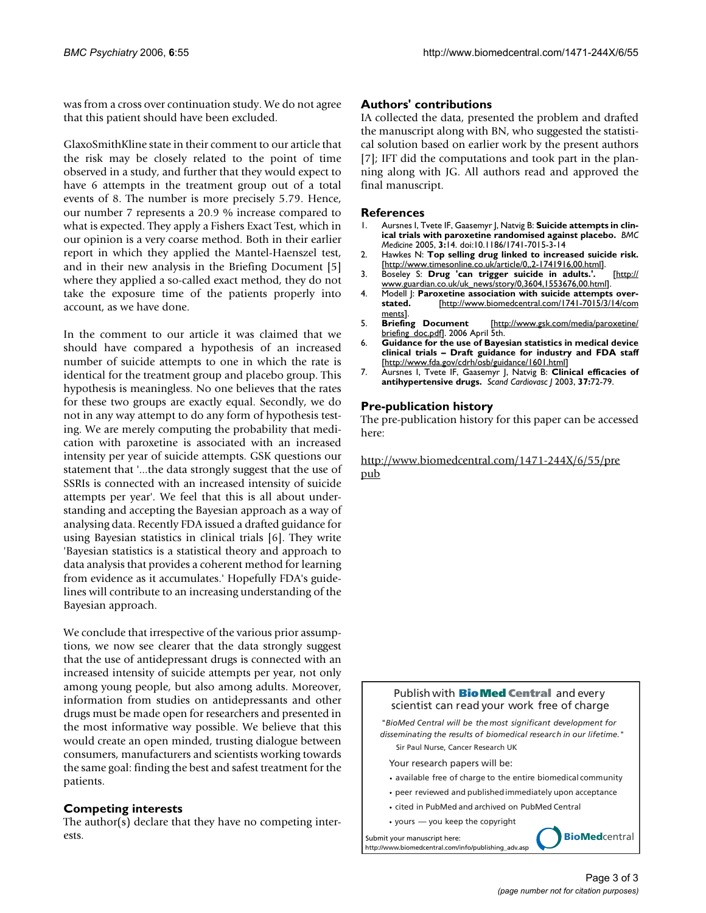was from a cross over continuation study. We do not agree that this patient should have been excluded.

GlaxoSmithKline state in their comment to our article that the risk may be closely related to the point of time observed in a study, and further that they would expect to have 6 attempts in the treatment group out of a total events of 8. The number is more precisely 5.79. Hence, our number 7 represents a 20.9 % increase compared to what is expected. They apply a Fishers Exact Test, which in our opinion is a very coarse method. Both in their earlier report in which they applied the Mantel-Haenszel test, and in their new analysis in the Briefing Document [5] where they applied a so-called exact method, they do not take the exposure time of the patients properly into account, as we have done.

In the comment to our article it was claimed that we should have compared a hypothesis of an increased number of suicide attempts to one in which the rate is identical for the treatment group and placebo group. This hypothesis is meaningless. No one believes that the rates for these two groups are exactly equal. Secondly, we do not in any way attempt to do any form of hypothesis testing. We are merely computing the probability that medication with paroxetine is associated with an increased intensity per year of suicide attempts. GSK questions our statement that '...the data strongly suggest that the use of SSRIs is connected with an increased intensity of suicide attempts per year'. We feel that this is all about understanding and accepting the Bayesian approach as a way of analysing data. Recently FDA issued a drafted guidance for using Bayesian statistics in clinical trials [6]. They write 'Bayesian statistics is a statistical theory and approach to data analysis that provides a coherent method for learning from evidence as it accumulates.' Hopefully FDA's guidelines will contribute to an increasing understanding of the Bayesian approach.

We conclude that irrespective of the various prior assumptions, we now see clearer that the data strongly suggest that the use of antidepressant drugs is connected with an increased intensity of suicide attempts per year, not only among young people, but also among adults. Moreover, information from studies on antidepressants and other drugs must be made open for researchers and presented in the most informative way possible. We believe that this would create an open minded, trusting dialogue between consumers, manufacturers and scientists working towards the same goal: finding the best and safest treatment for the patients.

## Competing interests

The author(s) declare that they have no competing interests.

## Authors' contributions

IA collected the data, presented the problem and drafted the manuscript along with BN, who suggested the statistical solution based on earlier work by the present authors [7]; IFT did the computations and took part in the planning along with JG. All authors read and approved the final manuscript.

## References

1. Aursnes I, Tvete IF, Gaasemyr J, Natvig B: **Suicide attempts in clinical trials with paroxetine randomised against placebo.** *BMC Medicine* 2005, **3:**14. doi:10.1186/1741-7015-3-14
2. Hawkes N: **Top selling drug linked to increased suicide risk.** [http://www.timesonline.co.uk/article/0,,2-1741916,00.html].
3. Boseley S: **Drug 'can trigger suicide in adults.'.** [http://www.guardian.co.uk/uk_news/story/0,3604,1553676,00.html].
4. Modell J: **Paroxetine association with suicide attempts overstated.** [http://www.biomedcentral.com/1741-7015/3/14/comments].
5. **Briefing Document** [http://www.gsk.com/media/paroxetine/briefing_doc.pdf]. 2006 April 5th.
6. **Guidance for the use of Bayesian statistics in medical device clinical trials – Draft guidance for industry and FDA staff** [http://www.fda.gov/cdrh/osb/guidance/1601.html]
7. Aursnes I, Tvete IF, Gaasemyr J, Natvig B: **Clinical efficacies of antihypertensive drugs.** *Scand Cardiovasc J* 2003, **37:**72-79.

## Pre-publication history

The pre-publication history for this paper can be accessed here:

http://www.biomedcentral.com/1471-244X/6/55/prepub

Publish with **BioMed Central** and every scientist can read your work free of charge

*"BioMed Central will be the most significant development for disseminating the results of biomedical research in our lifetime."*
Sir Paul Nurse, Cancer Research UK

Your research papers will be:

- available free of charge to the entire biomedical community
- peer reviewed and published immediately upon acceptance
- cited in PubMed and archived on PubMed Central
- yours — you keep the copyright

Submit your manuscript here:
http://www.biomedcentral.com/info/publishing_adv.asp

BioMedcentral